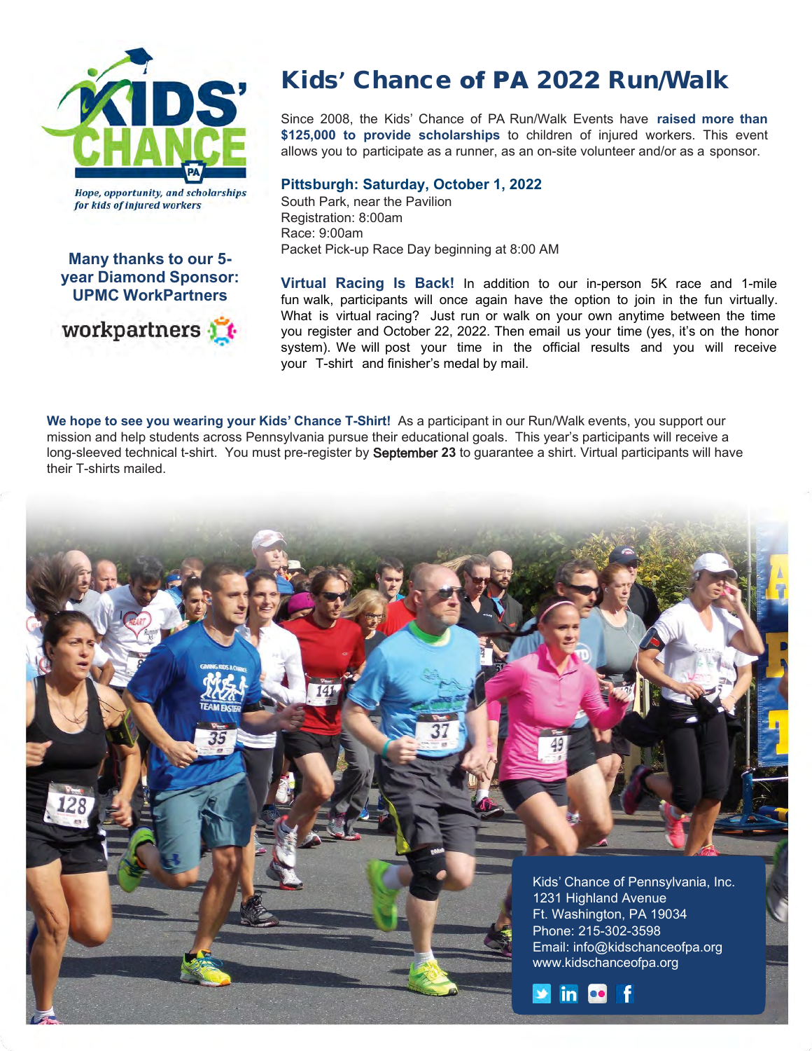Hope, opportunity, and scholarships for kids of injured workers

**Many thanks to our 5-year Diamond Sponsor: UPMC WorkPartners**

# Kids' Chance of PA 2022 Run/Walk

Since 2008, the Kids' Chance of PA Run/Walk Events have **raised more than $125,000 to provide scholarships** to children of injured workers. This event allows you to participate as a runner, as an on-site volunteer and/or as a sponsor.

**Pittsburgh: Saturday, October 1, 2022**
South Park, near the Pavilion
Registration: 8:00am
Race: 9:00am
Packet Pick-up Race Day beginning at 8:00 AM

**Virtual Racing Is Back!** In addition to our in-person 5K race and 1-mile fun walk, participants will once again have the option to join in the fun virtually. What is virtual racing? Just run or walk on your own anytime between the time you register and October 22, 2022. Then email us your time (yes, it's on the honor system). We will post your time in the official results and you will receive your T-shirt and finisher's medal by mail.

**We hope to see you wearing your Kids' Chance T-Shirt!** As a participant in our Run/Walk events, you support our mission and help students across Pennsylvania pursue their educational goals. This year's participants will receive a long-sleeved technical t-shirt. You must pre-register by **September 23** to guarantee a shirt. Virtual participants will have their T-shirts mailed.

Kids' Chance of Pennsylvania, Inc.
1231 Highland Avenue
Ft. Washington, PA 19034
Phone: 215-302-3598
Email: info@kidschanceofpa.org
www.kidschanceofpa.org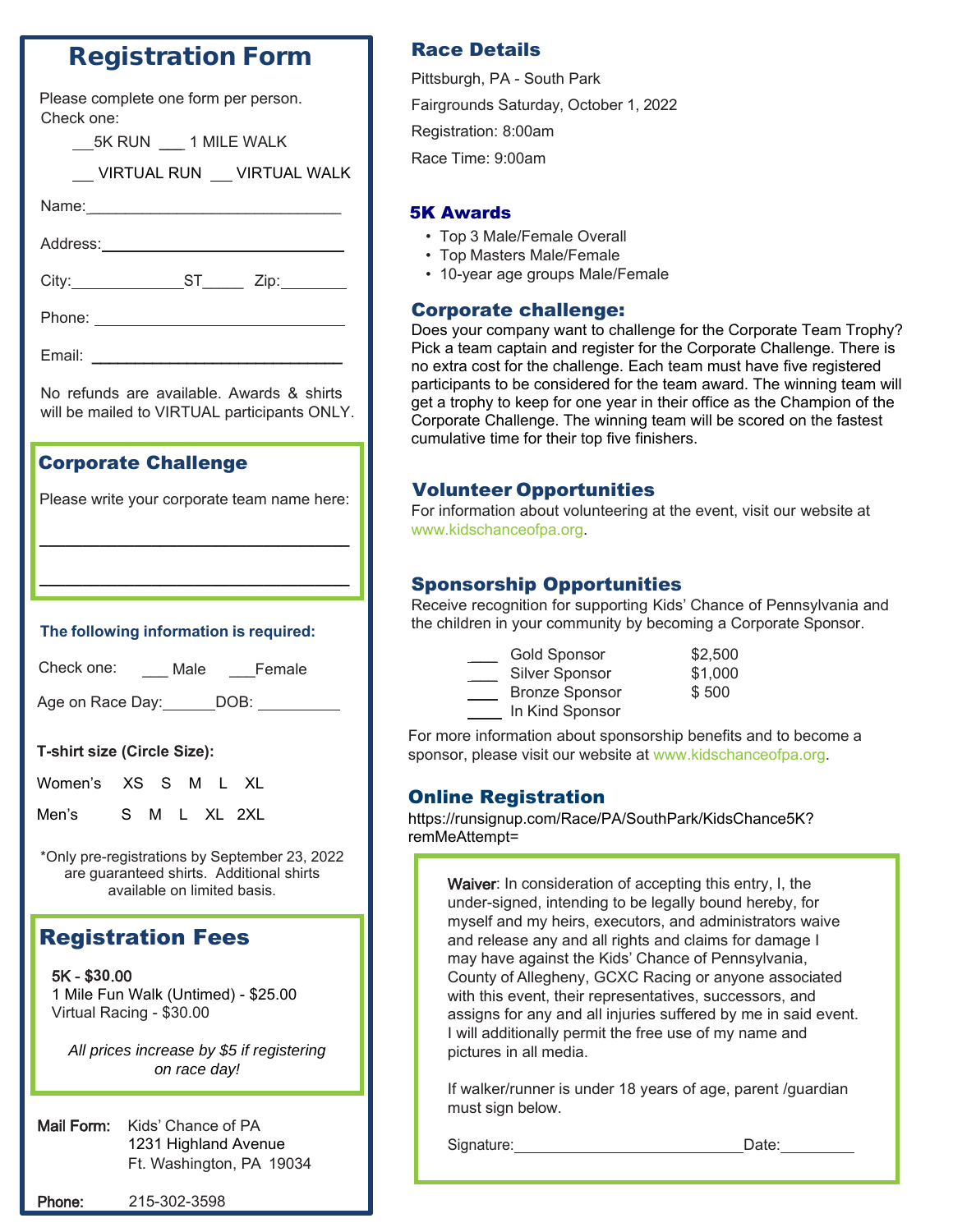# Registration Form

Please complete one form per person.
Check one:

___5K RUN ___ 1 MILE WALK

___ VIRTUAL RUN ___ VIRTUAL WALK

Name:______________________________

Address:______________________________

City:_____________ST_____ Zip:________

Phone: ______________________________

Email: ______________________________

No refunds are available. Awards & shirts will be mailed to VIRTUAL participants ONLY.

## Corporate Challenge

Please write your corporate team name here:

______________________________________

______________________________________

**The following information is required:**

Check one: ___ Male ___Female

Age on Race Day:______DOB: __________

**T-shirt size (Circle Size):**

Women's XS S M L XL

Men's S M L XL 2XL

*Only pre-registrations by September 23, 2022 are guaranteed shirts. Additional shirts available on limited basis.

## Registration Fees

5K - $30.00
1 Mile Fun Walk (Untimed) - $25.00
Virtual Racing - $30.00

*All prices increase by $5 if registering on race day!*

**Mail Form:** Kids' Chance of PA
1231 Highland Avenue
Ft. Washington, PA 19034

**Phone:** 215-302-3598

## Race Details

Pittsburgh, PA - South Park

Fairgrounds Saturday, October 1, 2022

Registration: 8:00am

Race Time: 9:00am

## 5K Awards

- Top 3 Male/Female Overall
- Top Masters Male/Female
- 10-year age groups Male/Female

## Corporate challenge:

Does your company want to challenge for the Corporate Team Trophy? Pick a team captain and register for the Corporate Challenge. There is no extra cost for the challenge. Each team must have five registered participants to be considered for the team award. The winning team will get a trophy to keep for one year in their office as the Champion of the Corporate Challenge. The winning team will be scored on the fastest cumulative time for their top five finishers.

## Volunteer Opportunities

For information about volunteering at the event, visit our website at www.kidschanceofpa.org.

## Sponsorship Opportunities

Receive recognition for supporting Kids' Chance of Pennsylvania and the children in your community by becoming a Corporate Sponsor.

____ Gold Sponsor $2,500
____ Silver Sponsor $1,000
____ Bronze Sponsor $ 500
____ In Kind Sponsor

For more information about sponsorship benefits and to become a sponsor, please visit our website at www.kidschanceofpa.org.

## Online Registration

https://runsignup.com/Race/PA/SouthPark/KidsChance5K?remMeAttempt=

Waiver: In consideration of accepting this entry, I, the under-signed, intending to be legally bound hereby, for myself and my heirs, executors, and administrators waive and release any and all rights and claims for damage I may have against the Kids' Chance of Pennsylvania, County of Allegheny, GCXC Racing or anyone associated with this event, their representatives, successors, and assigns for any and all injuries suffered by me in said event. I will additionally permit the free use of my name and pictures in all media.

If walker/runner is under 18 years of age, parent /guardian must sign below.

Signature:___________________________Date:_________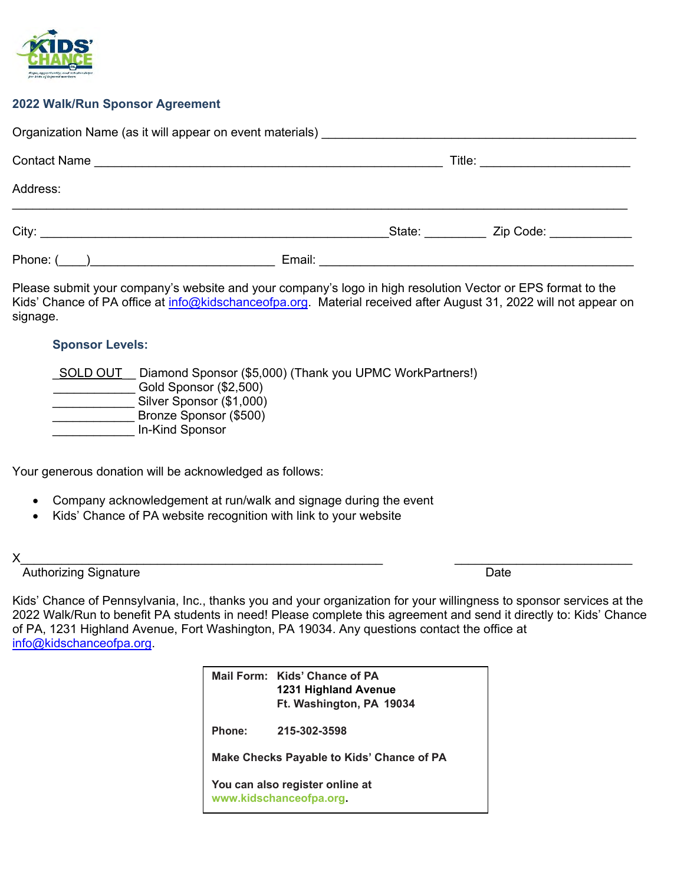## 2022 Walk/Run Sponsor Agreement

Organization Name (as it will appear on event materials) _______________________________________________

Contact Name _____________________________________________________ Title: _______________________

Address:

_______________________________________________________________________________________________

City: _____________________________________________________State: _________ Zip Code: ____________

Phone: (____)___________________________ Email: ________________________________________________

Please submit your company's website and your company's logo in high resolution Vector or EPS format to the Kids' Chance of PA office at info@kidschanceofpa.org. Material received after August 31, 2022 will not appear on signage.

### Sponsor Levels:

_SOLD OUT__ Diamond Sponsor ($5,000) (Thank you UPMC WorkPartners!)
____________ Gold Sponsor ($2,500)
____________ Silver Sponsor ($1,000)
____________ Bronze Sponsor ($500)
____________ In-Kind Sponsor

Your generous donation will be acknowledged as follows:

- Company acknowledgement at run/walk and signage during the event
- Kids' Chance of PA website recognition with link to your website

X_______________________________________________________ ___________________________
Authorizing Signature Date

Kids' Chance of Pennsylvania, Inc., thanks you and your organization for your willingness to sponsor services at the 2022 Walk/Run to benefit PA students in need! Please complete this agreement and send it directly to: Kids' Chance of PA, 1231 Highland Avenue, Fort Washington, PA 19034. Any questions contact the office at info@kidschanceofpa.org.

**Mail Form:** **Kids' Chance of PA**
**1231 Highland Avenue**
**Ft. Washington, PA 19034**

**Phone:** **215-302-3598**

**Make Checks Payable to Kids' Chance of PA**

**You can also register online at www.kidschanceofpa.org.**